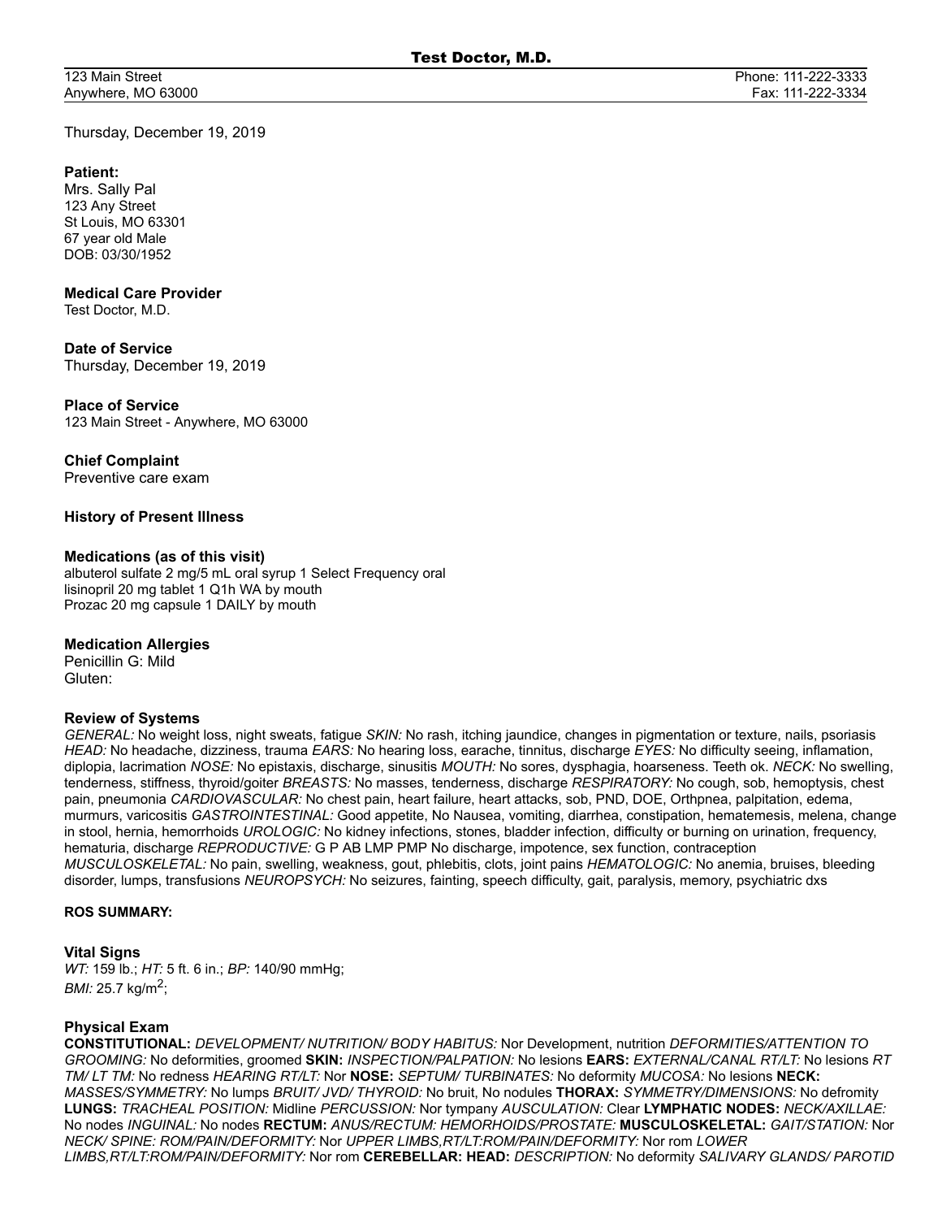# Test Doctor, M.D.

123 Main Street
Anywhere, MO 63000

Phone: 111-222-3333
Fax: 111-222-3334

Thursday, December 19, 2019

**Patient:**
Mrs. Sally Pal
123 Any Street
St Louis, MO 63301
67 year old Male
DOB: 03/30/1952

**Medical Care Provider**
Test Doctor, M.D.

**Date of Service**
Thursday, December 19, 2019

**Place of Service**
123 Main Street - Anywhere, MO 63000

**Chief Complaint**
Preventive care exam

**History of Present Illness**

**Medications (as of this visit)**
albuterol sulfate 2 mg/5 mL oral syrup 1 Select Frequency oral
lisinopril 20 mg tablet 1 Q1h WA by mouth
Prozac 20 mg capsule 1 DAILY by mouth

**Medication Allergies**
Penicillin G: Mild
Gluten:

**Review of Systems**
*GENERAL:* No weight loss, night sweats, fatigue *SKIN:* No rash, itching jaundice, changes in pigmentation or texture, nails, psoriasis *HEAD:* No headache, dizziness, trauma *EARS:* No hearing loss, earache, tinnitus, discharge *EYES:* No difficulty seeing, inflamation, diplopia, lacrimation *NOSE:* No epistaxis, discharge, sinusitis *MOUTH:* No sores, dysphagia, hoarseness. Teeth ok. *NECK:* No swelling, tenderness, stiffness, thyroid/goiter *BREASTS:* No masses, tenderness, discharge *RESPIRATORY:* No cough, sob, hemoptysis, chest pain, pneumonia *CARDIOVASCULAR:* No chest pain, heart failure, heart attacks, sob, PND, DOE, Orthpnea, palpitation, edema, murmurs, varicositis *GASTROINTESTINAL:* Good appetite, No Nausea, vomiting, diarrhea, constipation, hematemesis, melena, change in stool, hernia, hemorrhoids *UROLOGIC:* No kidney infections, stones, bladder infection, difficulty or burning on urination, frequency, hematuria, discharge *REPRODUCTIVE:* G P AB LMP PMP No discharge, impotence, sex function, contraception *MUSCULOSKELETAL:* No pain, swelling, weakness, gout, phlebitis, clots, joint pains *HEMATOLOGIC:* No anemia, bruises, bleeding disorder, lumps, transfusions *NEUROPSYCH:* No seizures, fainting, speech difficulty, gait, paralysis, memory, psychiatric dxs

**ROS SUMMARY:**

**Vital Signs**
*WT:* 159 lb.; *HT:* 5 ft. 6 in.; *BP:* 140/90 mmHg;
*BMI:* 25.7 kg/$m^2$;

**Physical Exam**
**CONSTITUTIONAL:** *DEVELOPMENT/ NUTRITION/ BODY HABITUS:* Nor Development, nutrition *DEFORMITIES/ATTENTION TO GROOMING:* No deformities, groomed **SKIN:** *INSPECTION/PALPATION:* No lesions **EARS:** *EXTERNAL/CANAL RT/LT:* No lesions *RT TM/ LT TM:* No redness *HEARING RT/LT:* Nor **NOSE:** *SEPTUM/ TURBINATES:* No deformity *MUCOSA:* No lesions **NECK:** *MASSES/SYMMETRY:* No lumps *BRUIT/ JVD/ THYROID:* No bruit, No nodules **THORAX:** *SYMMETRY/DIMENSIONS:* No defromity **LUNGS:** *TRACHEAL POSITION:* Midline *PERCUSSION:* Nor tympany *AUSCULATION:* Clear **LYMPHATIC NODES:** *NECK/AXILLAE:* No nodes *INGUINAL:* No nodes **RECTUM:** *ANUS/RECTUM: HEMORHOIDS/PROSTATE:* **MUSCULOSKELETAL:** *GAIT/STATION:* Nor *NECK/ SPINE: ROM/PAIN/DEFORMITY:* Nor *UPPER LIMBS,RT/LT:ROM/PAIN/DEFORMITY:* Nor rom *LOWER LIMBS,RT/LT:ROM/PAIN/DEFORMITY:* Nor rom **CEREBELLAR: HEAD:** *DESCRIPTION:* No deformity *SALIVARY GLANDS/ PAROTID*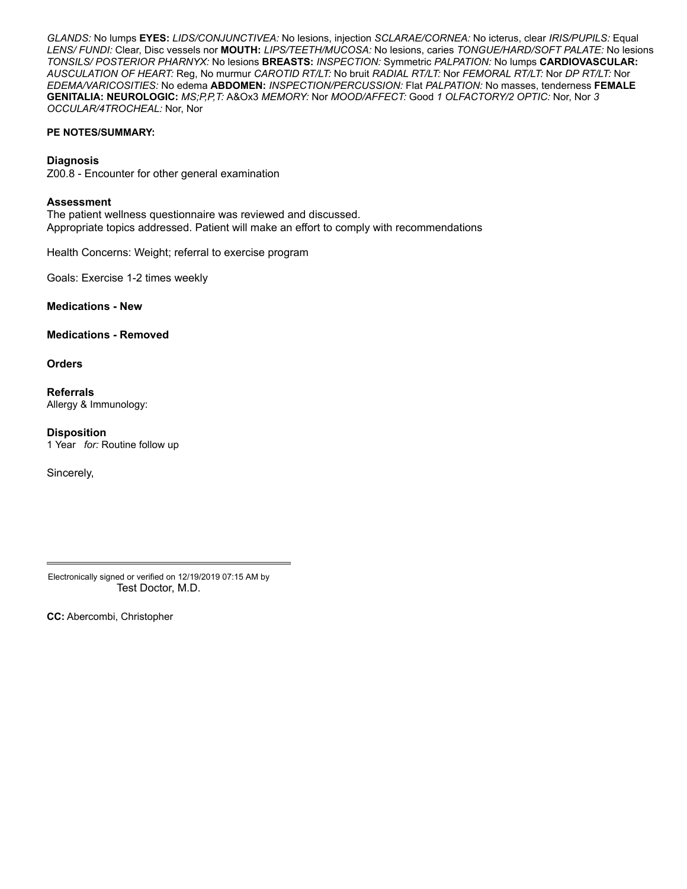*GLANDS:* No lumps **EYES:** *LIDS/CONJUNCTIVEA:* No lesions, injection *SCLARAE/CORNEA:* No icterus, clear *IRIS/PUPILS:* Equal *LENS/ FUNDI:* Clear, Disc vessels nor **MOUTH:** *LIPS/TEETH/MUCOSA:* No lesions, caries *TONGUE/HARD/SOFT PALATE:* No lesions *TONSILS/ POSTERIOR PHARNYX:* No lesions **BREASTS:** *INSPECTION:* Symmetric *PALPATION:* No lumps **CARDIOVASCULAR:** *AUSCULATION OF HEART:* Reg, No murmur *CAROTID RT/LT:* No bruit *RADIAL RT/LT:* Nor *FEMORAL RT/LT:* Nor *DP RT/LT:* Nor *EDEMA/VARICOSITIES:* No edema **ABDOMEN:** *INSPECTION/PERCUSSION:* Flat *PALPATION:* No masses, tenderness **FEMALE GENITALIA: NEUROLOGIC:** *MS;P,P,T:* A&Ox3 *MEMORY:* Nor *MOOD/AFFECT:* Good *1 OLFACTORY/2 OPTIC:* Nor, Nor *3 OCCULAR/4TROCHEAL:* Nor, Nor

**PE NOTES/SUMMARY:**

**Diagnosis**
Z00.8 - Encounter for other general examination

**Assessment**
The patient wellness questionnaire was reviewed and discussed.
Appropriate topics addressed. Patient will make an effort to comply with recommendations

Health Concerns: Weight; referral to exercise program

Goals: Exercise 1-2 times weekly

**Medications - New**

**Medications - Removed**

**Orders**

**Referrals**
Allergy & Immunology:

**Disposition**
1 Year *for:* Routine follow up

Sincerely,

Electronically signed or verified on 12/19/2019 07:15 AM by
Test Doctor, M.D.

**CC:** Abercombi, Christopher